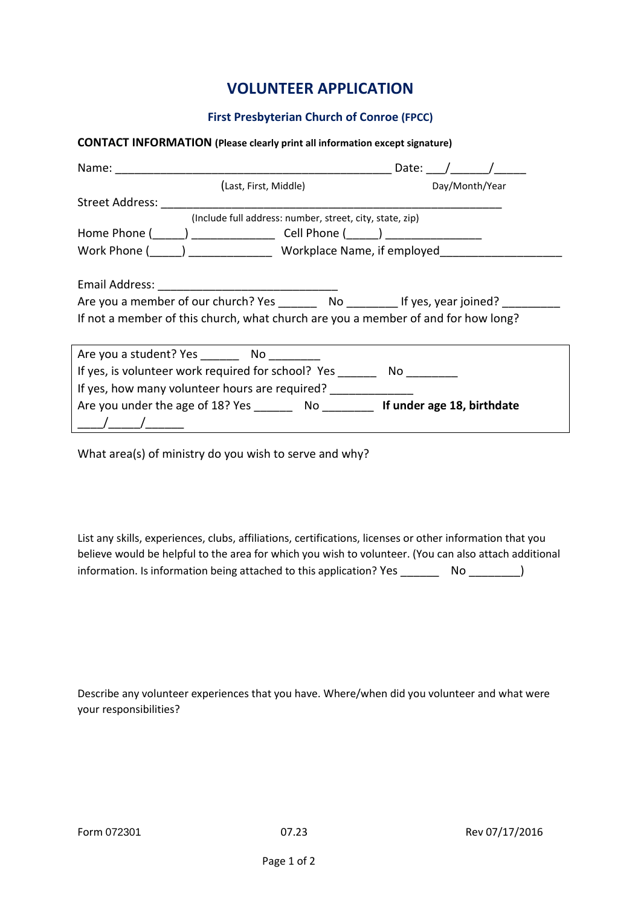# VOLUNTEER APPLICATION

## First Presbyterian Church of Conroe (FPCC)

**CONTACT INFORMATION** **(Please clearly print all information except signature)**

Name: ___________________________________________ Date: ___/______/_____
(Last, First, Middle) Day/Month/Year

Street Address: _____________________________________________________
(Include full address: number, street, city, state, zip)

Home Phone (_____) _____________ Cell Phone (_____) _______________

Work Phone (_____) _____________ Workplace Name, if employed___________________

Email Address: ____________________________

Are you a member of our church? Yes ______ No ________ If yes, year joined? _________

If not a member of this church, what church are you a member of and for how long?

Are you a student? Yes ______ No ________

If yes, is volunteer work required for school? Yes ______ No ________

If yes, how many volunteer hours are required? _____________

Are you under the age of 18? Yes ______ No ________ **If under age 18, birthdate** ____/_____/______

What area(s) of ministry do you wish to serve and why?

List any skills, experiences, clubs, affiliations, certifications, licenses or other information that you believe would be helpful to the area for which you wish to volunteer. (You can also attach additional information. Is information being attached to this application? Yes ______ No ________)

Describe any volunteer experiences that you have. Where/when did you volunteer and what were your responsibilities?

Form 072301 07.23 Rev 07/17/2016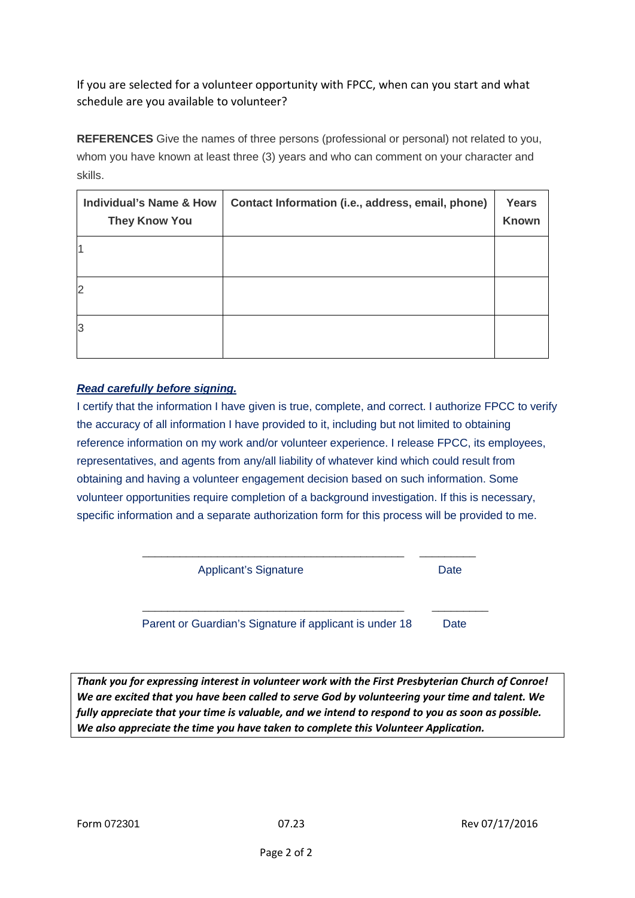If you are selected for a volunteer opportunity with FPCC, when can you start and what schedule are you available to volunteer?

**REFERENCES** Give the names of three persons (professional or personal) not related to you, whom you have known at least three (3) years and who can comment on your character and skills.

| Individual's Name & How They Know You | Contact Information (i.e., address, email, phone) | Years Known |
|---|---|---|
| 1 | | |
| 2 | | |
| 3 | | |

***Read carefully before signing.***

I certify that the information I have given is true, complete, and correct. I authorize FPCC to verify the accuracy of all information I have provided to it, including but not limited to obtaining reference information on my work and/or volunteer experience. I release FPCC, its employees, representatives, and agents from any/all liability of whatever kind which could result from obtaining and having a volunteer engagement decision based on such information. Some volunteer opportunities require completion of a background investigation. If this is necessary, specific information and a separate authorization form for this process will be provided to me.

\_\_\_\_\_\_\_\_\_\_\_\_\_\_\_\_\_\_\_\_\_\_\_\_\_\_\_\_\_\_\_\_\_\_\_\_\_\_\_\_\_\_ \_\_\_\_\_\_\_\_\_

Applicant's Signature Date

\_\_\_\_\_\_\_\_\_\_\_\_\_\_\_\_\_\_\_\_\_\_\_\_\_\_\_\_\_\_\_\_\_\_\_\_\_\_\_\_\_\_ \_\_\_\_\_\_\_\_\_

Parent or Guardian's Signature if applicant is under 18 Date

***Thank you for expressing interest in volunteer work with the First Presbyterian Church of Conroe! We are excited that you have been called to serve God by volunteering your time and talent. We fully appreciate that your time is valuable, and we intend to respond to you as soon as possible. We also appreciate the time you have taken to complete this Volunteer Application.***

Form 072301 07.23 Rev 07/17/2016